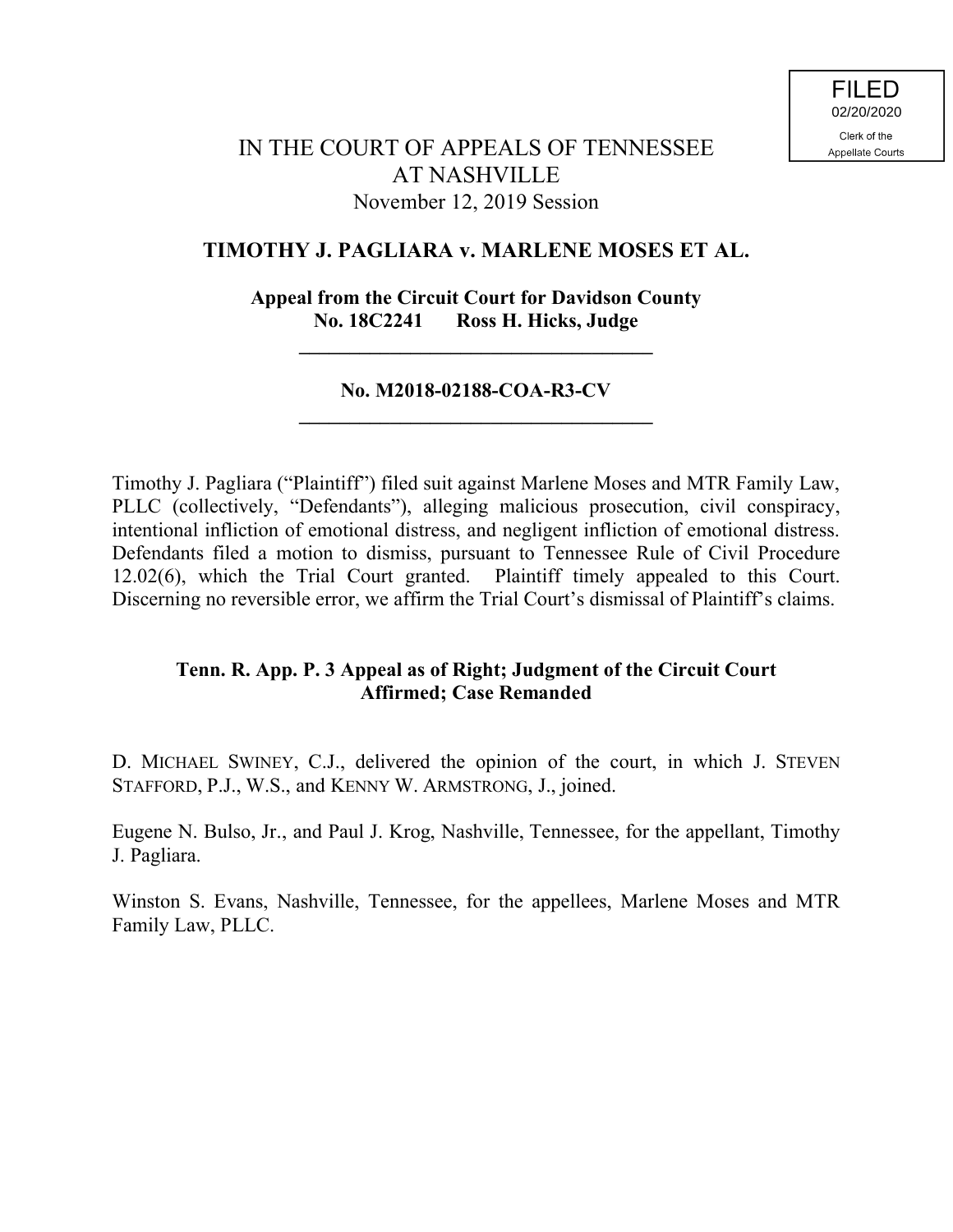FILED
02/20/2020
Clerk of the
Appellate Courts

# IN THE COURT OF APPEALS OF TENNESSEE
# AT NASHVILLE
November 12, 2019 Session

## TIMOTHY J. PAGLIARA v. MARLENE MOSES ET AL.

**Appeal from the Circuit Court for Davidson County**
**No. 18C2241 Ross H. Hicks, Judge**

---

**No. M2018-02188-COA-R3-CV**

---

Timothy J. Pagliara ("Plaintiff") filed suit against Marlene Moses and MTR Family Law, PLLC (collectively, "Defendants"), alleging malicious prosecution, civil conspiracy, intentional infliction of emotional distress, and negligent infliction of emotional distress. Defendants filed a motion to dismiss, pursuant to Tennessee Rule of Civil Procedure 12.02(6), which the Trial Court granted. Plaintiff timely appealed to this Court. Discerning no reversible error, we affirm the Trial Court's dismissal of Plaintiff's claims.

**Tenn. R. App. P. 3 Appeal as of Right; Judgment of the Circuit Court Affirmed; Case Remanded**

D. MICHAEL SWINEY, C.J., delivered the opinion of the court, in which J. STEVEN STAFFORD, P.J., W.S., and KENNY W. ARMSTRONG, J., joined.

Eugene N. Bulso, Jr., and Paul J. Krog, Nashville, Tennessee, for the appellant, Timothy J. Pagliara.

Winston S. Evans, Nashville, Tennessee, for the appellees, Marlene Moses and MTR Family Law, PLLC.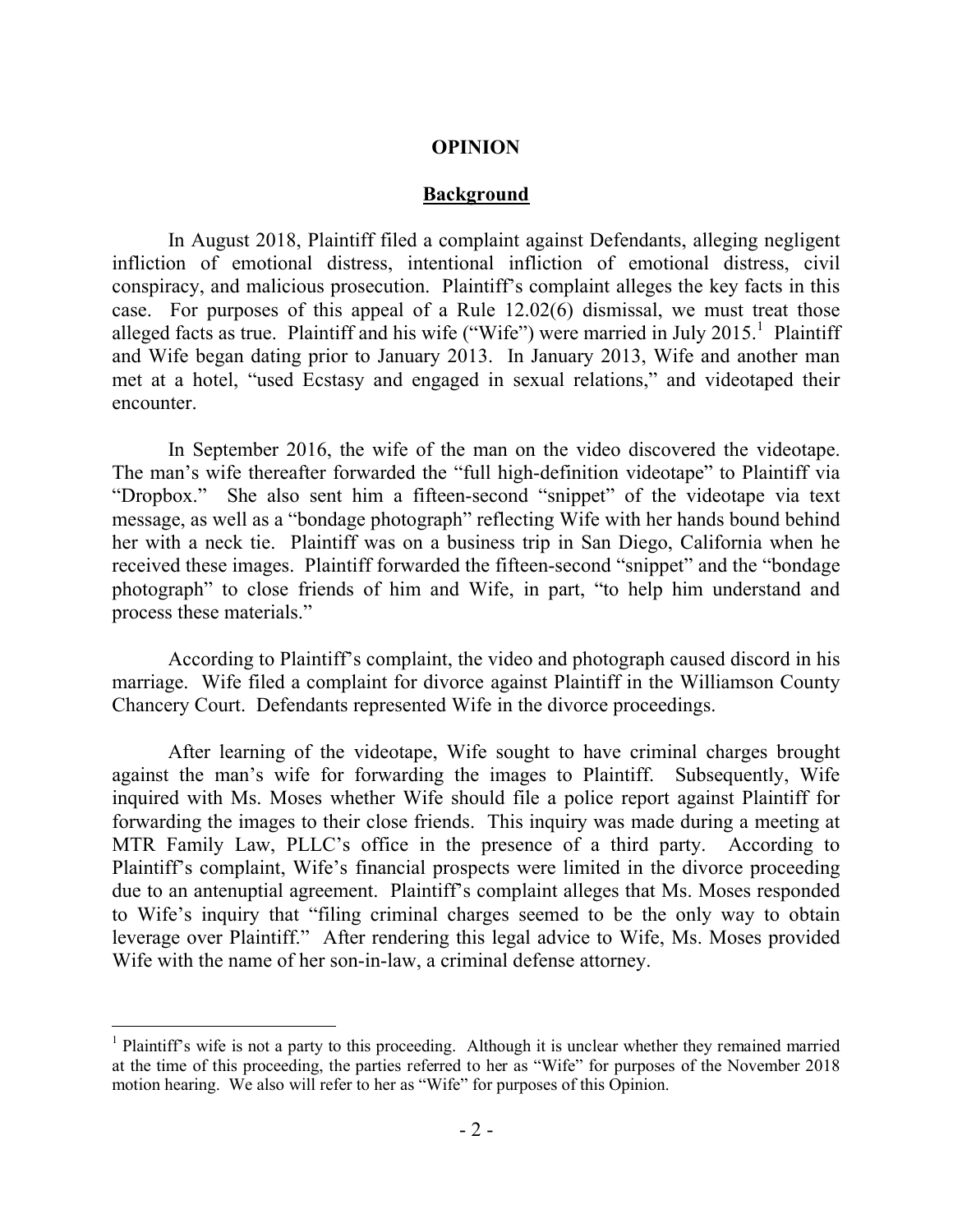## OPINION

### Background

In August 2018, Plaintiff filed a complaint against Defendants, alleging negligent infliction of emotional distress, intentional infliction of emotional distress, civil conspiracy, and malicious prosecution. Plaintiff's complaint alleges the key facts in this case. For purposes of this appeal of a Rule 12.02(6) dismissal, we must treat those alleged facts as true. Plaintiff and his wife ("Wife") were married in July 2015.[1] Plaintiff and Wife began dating prior to January 2013. In January 2013, Wife and another man met at a hotel, "used Ecstasy and engaged in sexual relations," and videotaped their encounter.

In September 2016, the wife of the man on the video discovered the videotape. The man's wife thereafter forwarded the "full high-definition videotape" to Plaintiff via "Dropbox." She also sent him a fifteen-second "snippet" of the videotape via text message, as well as a "bondage photograph" reflecting Wife with her hands bound behind her with a neck tie. Plaintiff was on a business trip in San Diego, California when he received these images. Plaintiff forwarded the fifteen-second "snippet" and the "bondage photograph" to close friends of him and Wife, in part, "to help him understand and process these materials."

According to Plaintiff's complaint, the video and photograph caused discord in his marriage. Wife filed a complaint for divorce against Plaintiff in the Williamson County Chancery Court. Defendants represented Wife in the divorce proceedings.

After learning of the videotape, Wife sought to have criminal charges brought against the man's wife for forwarding the images to Plaintiff. Subsequently, Wife inquired with Ms. Moses whether Wife should file a police report against Plaintiff for forwarding the images to their close friends. This inquiry was made during a meeting at MTR Family Law, PLLC's office in the presence of a third party. According to Plaintiff's complaint, Wife's financial prospects were limited in the divorce proceeding due to an antenuptial agreement. Plaintiff's complaint alleges that Ms. Moses responded to Wife's inquiry that "filing criminal charges seemed to be the only way to obtain leverage over Plaintiff." After rendering this legal advice to Wife, Ms. Moses provided Wife with the name of her son-in-law, a criminal defense attorney.

---

[1] Plaintiff's wife is not a party to this proceeding. Although it is unclear whether they remained married at the time of this proceeding, the parties referred to her as "Wife" for purposes of the November 2018 motion hearing. We also will refer to her as "Wife" for purposes of this Opinion.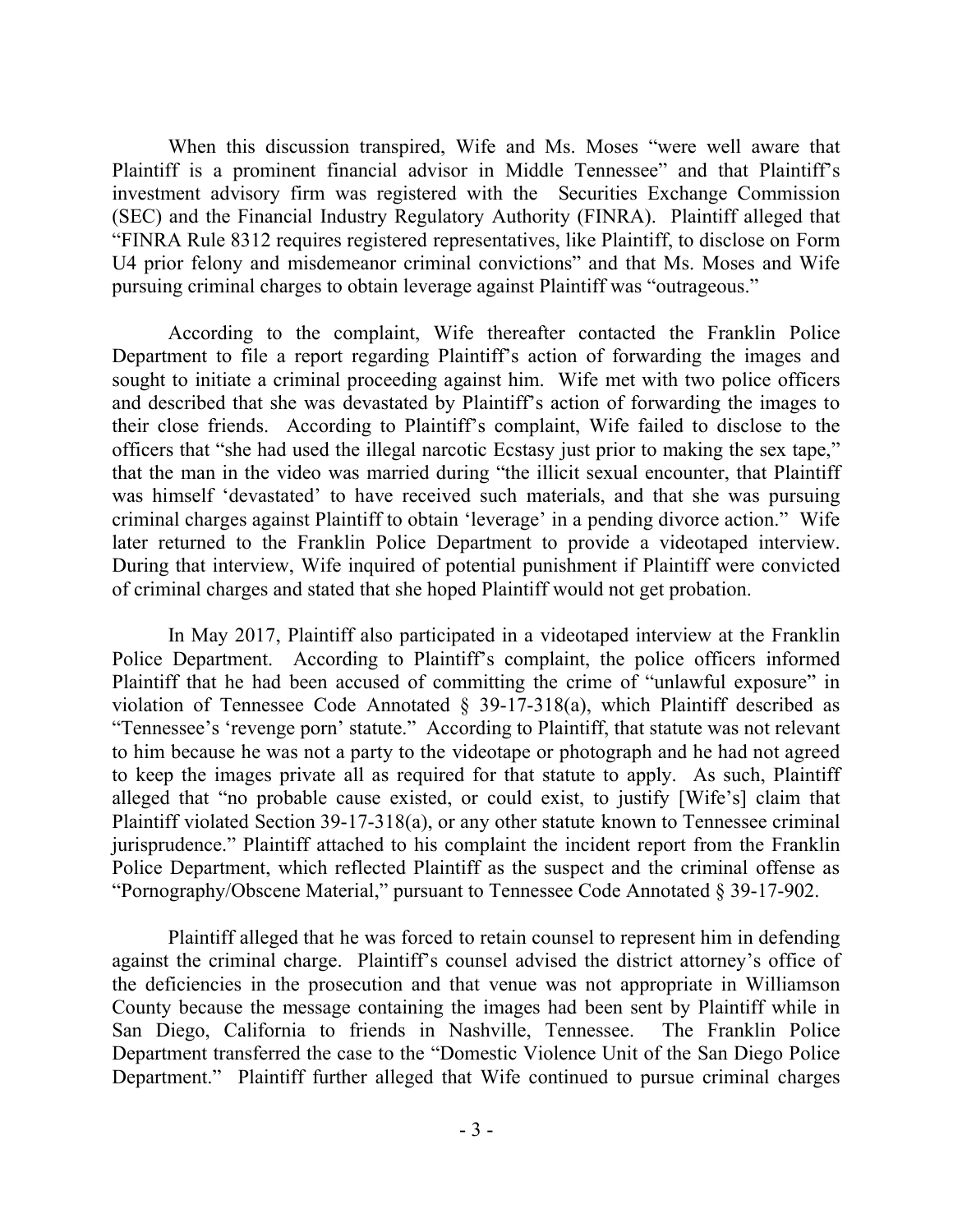When this discussion transpired, Wife and Ms. Moses "were well aware that Plaintiff is a prominent financial advisor in Middle Tennessee" and that Plaintiff's investment advisory firm was registered with the Securities Exchange Commission (SEC) and the Financial Industry Regulatory Authority (FINRA). Plaintiff alleged that "FINRA Rule 8312 requires registered representatives, like Plaintiff, to disclose on Form U4 prior felony and misdemeanor criminal convictions" and that Ms. Moses and Wife pursuing criminal charges to obtain leverage against Plaintiff was "outrageous."

According to the complaint, Wife thereafter contacted the Franklin Police Department to file a report regarding Plaintiff's action of forwarding the images and sought to initiate a criminal proceeding against him. Wife met with two police officers and described that she was devastated by Plaintiff's action of forwarding the images to their close friends. According to Plaintiff's complaint, Wife failed to disclose to the officers that "she had used the illegal narcotic Ecstasy just prior to making the sex tape," that the man in the video was married during "the illicit sexual encounter, that Plaintiff was himself 'devastated' to have received such materials, and that she was pursuing criminal charges against Plaintiff to obtain 'leverage' in a pending divorce action." Wife later returned to the Franklin Police Department to provide a videotaped interview. During that interview, Wife inquired of potential punishment if Plaintiff were convicted of criminal charges and stated that she hoped Plaintiff would not get probation.

In May 2017, Plaintiff also participated in a videotaped interview at the Franklin Police Department. According to Plaintiff's complaint, the police officers informed Plaintiff that he had been accused of committing the crime of "unlawful exposure" in violation of Tennessee Code Annotated § 39-17-318(a), which Plaintiff described as "Tennessee's 'revenge porn' statute." According to Plaintiff, that statute was not relevant to him because he was not a party to the videotape or photograph and he had not agreed to keep the images private all as required for that statute to apply. As such, Plaintiff alleged that "no probable cause existed, or could exist, to justify [Wife's] claim that Plaintiff violated Section 39-17-318(a), or any other statute known to Tennessee criminal jurisprudence." Plaintiff attached to his complaint the incident report from the Franklin Police Department, which reflected Plaintiff as the suspect and the criminal offense as "Pornography/Obscene Material," pursuant to Tennessee Code Annotated § 39-17-902.

Plaintiff alleged that he was forced to retain counsel to represent him in defending against the criminal charge. Plaintiff's counsel advised the district attorney's office of the deficiencies in the prosecution and that venue was not appropriate in Williamson County because the message containing the images had been sent by Plaintiff while in San Diego, California to friends in Nashville, Tennessee. The Franklin Police Department transferred the case to the "Domestic Violence Unit of the San Diego Police Department." Plaintiff further alleged that Wife continued to pursue criminal charges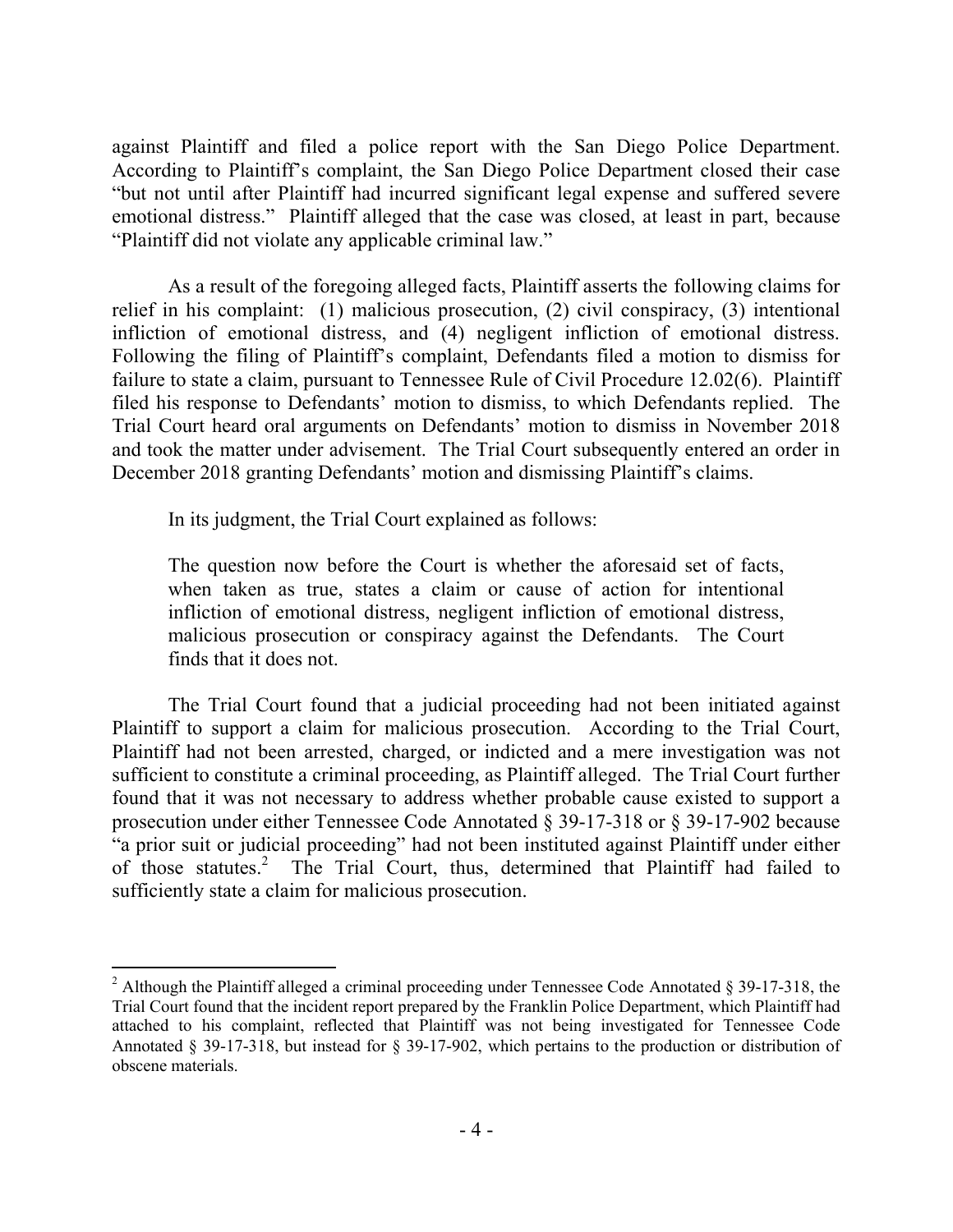against Plaintiff and filed a police report with the San Diego Police Department. According to Plaintiff's complaint, the San Diego Police Department closed their case "but not until after Plaintiff had incurred significant legal expense and suffered severe emotional distress." Plaintiff alleged that the case was closed, at least in part, because "Plaintiff did not violate any applicable criminal law."

As a result of the foregoing alleged facts, Plaintiff asserts the following claims for relief in his complaint: (1) malicious prosecution, (2) civil conspiracy, (3) intentional infliction of emotional distress, and (4) negligent infliction of emotional distress. Following the filing of Plaintiff's complaint, Defendants filed a motion to dismiss for failure to state a claim, pursuant to Tennessee Rule of Civil Procedure 12.02(6). Plaintiff filed his response to Defendants' motion to dismiss, to which Defendants replied. The Trial Court heard oral arguments on Defendants' motion to dismiss in November 2018 and took the matter under advisement. The Trial Court subsequently entered an order in December 2018 granting Defendants' motion and dismissing Plaintiff's claims.

In its judgment, the Trial Court explained as follows:

> The question now before the Court is whether the aforesaid set of facts, when taken as true, states a claim or cause of action for intentional infliction of emotional distress, negligent infliction of emotional distress, malicious prosecution or conspiracy against the Defendants. The Court finds that it does not.

The Trial Court found that a judicial proceeding had not been initiated against Plaintiff to support a claim for malicious prosecution. According to the Trial Court, Plaintiff had not been arrested, charged, or indicted and a mere investigation was not sufficient to constitute a criminal proceeding, as Plaintiff alleged. The Trial Court further found that it was not necessary to address whether probable cause existed to support a prosecution under either Tennessee Code Annotated § 39-17-318 or § 39-17-902 because "a prior suit or judicial proceeding" had not been instituted against Plaintiff under either of those statutes.[2] The Trial Court, thus, determined that Plaintiff had failed to sufficiently state a claim for malicious prosecution.

---

[2] Although the Plaintiff alleged a criminal proceeding under Tennessee Code Annotated § 39-17-318, the Trial Court found that the incident report prepared by the Franklin Police Department, which Plaintiff had attached to his complaint, reflected that Plaintiff was not being investigated for Tennessee Code Annotated § 39-17-318, but instead for § 39-17-902, which pertains to the production or distribution of obscene materials.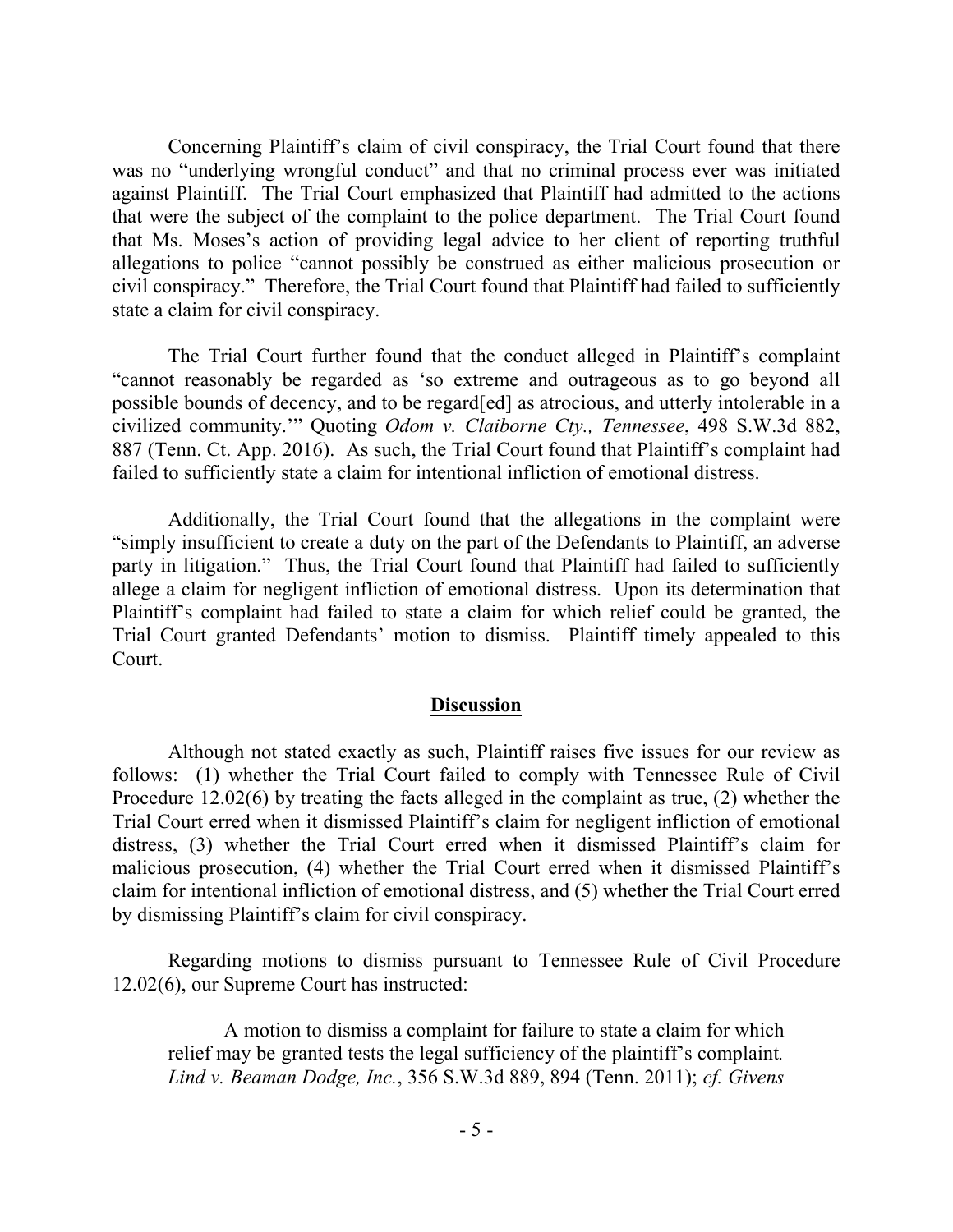Concerning Plaintiff's claim of civil conspiracy, the Trial Court found that there was no "underlying wrongful conduct" and that no criminal process ever was initiated against Plaintiff. The Trial Court emphasized that Plaintiff had admitted to the actions that were the subject of the complaint to the police department. The Trial Court found that Ms. Moses's action of providing legal advice to her client of reporting truthful allegations to police "cannot possibly be construed as either malicious prosecution or civil conspiracy." Therefore, the Trial Court found that Plaintiff had failed to sufficiently state a claim for civil conspiracy.

The Trial Court further found that the conduct alleged in Plaintiff's complaint "cannot reasonably be regarded as 'so extreme and outrageous as to go beyond all possible bounds of decency, and to be regard[ed] as atrocious, and utterly intolerable in a civilized community.'" Quoting *Odom v. Claiborne Cty., Tennessee*, 498 S.W.3d 882, 887 (Tenn. Ct. App. 2016). As such, the Trial Court found that Plaintiff's complaint had failed to sufficiently state a claim for intentional infliction of emotional distress.

Additionally, the Trial Court found that the allegations in the complaint were "simply insufficient to create a duty on the part of the Defendants to Plaintiff, an adverse party in litigation." Thus, the Trial Court found that Plaintiff had failed to sufficiently allege a claim for negligent infliction of emotional distress. Upon its determination that Plaintiff's complaint had failed to state a claim for which relief could be granted, the Trial Court granted Defendants' motion to dismiss. Plaintiff timely appealed to this Court.

## Discussion

Although not stated exactly as such, Plaintiff raises five issues for our review as follows: (1) whether the Trial Court failed to comply with Tennessee Rule of Civil Procedure 12.02(6) by treating the facts alleged in the complaint as true, (2) whether the Trial Court erred when it dismissed Plaintiff's claim for negligent infliction of emotional distress, (3) whether the Trial Court erred when it dismissed Plaintiff's claim for malicious prosecution, (4) whether the Trial Court erred when it dismissed Plaintiff's claim for intentional infliction of emotional distress, and (5) whether the Trial Court erred by dismissing Plaintiff's claim for civil conspiracy.

Regarding motions to dismiss pursuant to Tennessee Rule of Civil Procedure 12.02(6), our Supreme Court has instructed:

> A motion to dismiss a complaint for failure to state a claim for which relief may be granted tests the legal sufficiency of the plaintiff's complaint. *Lind v. Beaman Dodge, Inc.*, 356 S.W.3d 889, 894 (Tenn. 2011); *cf. Givens*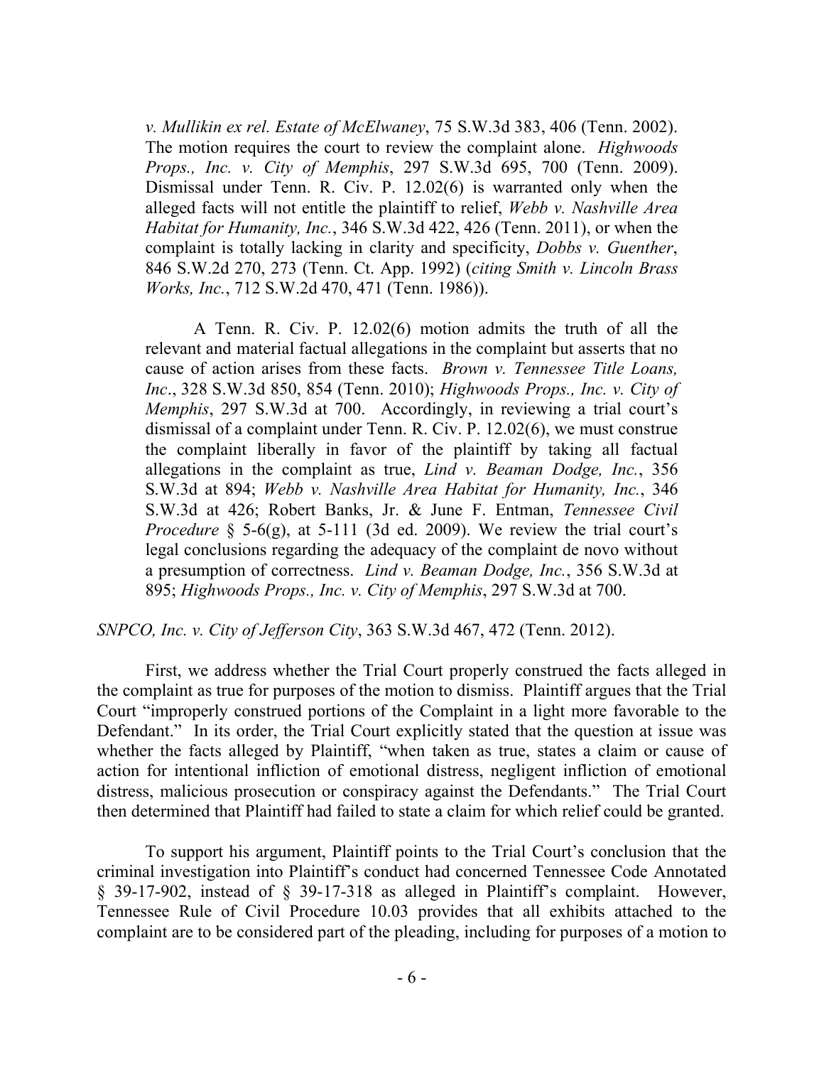*v. Mullikin ex rel. Estate of McElwaney*, 75 S.W.3d 383, 406 (Tenn. 2002). The motion requires the court to review the complaint alone. *Highwoods Props., Inc. v. City of Memphis*, 297 S.W.3d 695, 700 (Tenn. 2009). Dismissal under Tenn. R. Civ. P. 12.02(6) is warranted only when the alleged facts will not entitle the plaintiff to relief, *Webb v. Nashville Area Habitat for Humanity, Inc.*, 346 S.W.3d 422, 426 (Tenn. 2011), or when the complaint is totally lacking in clarity and specificity, *Dobbs v. Guenther*, 846 S.W.2d 270, 273 (Tenn. Ct. App. 1992) (*citing Smith v. Lincoln Brass Works, Inc.*, 712 S.W.2d 470, 471 (Tenn. 1986)).

> A Tenn. R. Civ. P. 12.02(6) motion admits the truth of all the relevant and material factual allegations in the complaint but asserts that no cause of action arises from these facts. *Brown v. Tennessee Title Loans, Inc*., 328 S.W.3d 850, 854 (Tenn. 2010); *Highwoods Props., Inc. v. City of Memphis*, 297 S.W.3d at 700. Accordingly, in reviewing a trial court's dismissal of a complaint under Tenn. R. Civ. P. 12.02(6), we must construe the complaint liberally in favor of the plaintiff by taking all factual allegations in the complaint as true, *Lind v. Beaman Dodge, Inc.*, 356 S.W.3d at 894; *Webb v. Nashville Area Habitat for Humanity, Inc.*, 346 S.W.3d at 426; Robert Banks, Jr. & June F. Entman, *Tennessee Civil Procedure* § 5-6(g), at 5-111 (3d ed. 2009). We review the trial court's legal conclusions regarding the adequacy of the complaint de novo without a presumption of correctness. *Lind v. Beaman Dodge, Inc.*, 356 S.W.3d at 895; *Highwoods Props., Inc. v. City of Memphis*, 297 S.W.3d at 700.

*SNPCO, Inc. v. City of Jefferson City*, 363 S.W.3d 467, 472 (Tenn. 2012).

First, we address whether the Trial Court properly construed the facts alleged in the complaint as true for purposes of the motion to dismiss. Plaintiff argues that the Trial Court "improperly construed portions of the Complaint in a light more favorable to the Defendant." In its order, the Trial Court explicitly stated that the question at issue was whether the facts alleged by Plaintiff, "when taken as true, states a claim or cause of action for intentional infliction of emotional distress, negligent infliction of emotional distress, malicious prosecution or conspiracy against the Defendants." The Trial Court then determined that Plaintiff had failed to state a claim for which relief could be granted.

To support his argument, Plaintiff points to the Trial Court's conclusion that the criminal investigation into Plaintiff's conduct had concerned Tennessee Code Annotated § 39-17-902, instead of § 39-17-318 as alleged in Plaintiff's complaint. However, Tennessee Rule of Civil Procedure 10.03 provides that all exhibits attached to the complaint are to be considered part of the pleading, including for purposes of a motion to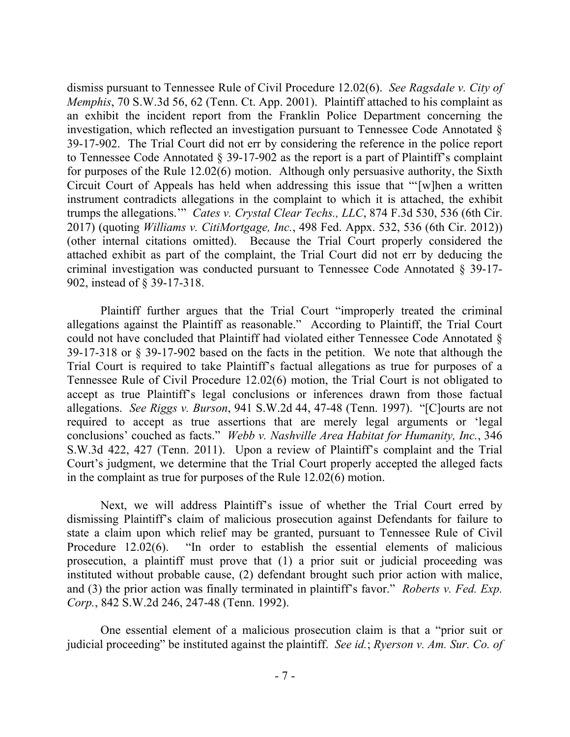dismiss pursuant to Tennessee Rule of Civil Procedure 12.02(6). *See Ragsdale v. City of Memphis*, 70 S.W.3d 56, 62 (Tenn. Ct. App. 2001). Plaintiff attached to his complaint as an exhibit the incident report from the Franklin Police Department concerning the investigation, which reflected an investigation pursuant to Tennessee Code Annotated § 39-17-902. The Trial Court did not err by considering the reference in the police report to Tennessee Code Annotated § 39-17-902 as the report is a part of Plaintiff's complaint for purposes of the Rule 12.02(6) motion. Although only persuasive authority, the Sixth Circuit Court of Appeals has held when addressing this issue that "'[w]hen a written instrument contradicts allegations in the complaint to which it is attached, the exhibit trumps the allegations.'" *Cates v. Crystal Clear Techs., LLC*, 874 F.3d 530, 536 (6th Cir. 2017) (quoting *Williams v. CitiMortgage, Inc.*, 498 Fed. Appx. 532, 536 (6th Cir. 2012)) (other internal citations omitted). Because the Trial Court properly considered the attached exhibit as part of the complaint, the Trial Court did not err by deducing the criminal investigation was conducted pursuant to Tennessee Code Annotated § 39-17-902, instead of § 39-17-318.

Plaintiff further argues that the Trial Court "improperly treated the criminal allegations against the Plaintiff as reasonable." According to Plaintiff, the Trial Court could not have concluded that Plaintiff had violated either Tennessee Code Annotated § 39-17-318 or § 39-17-902 based on the facts in the petition. We note that although the Trial Court is required to take Plaintiff's factual allegations as true for purposes of a Tennessee Rule of Civil Procedure 12.02(6) motion, the Trial Court is not obligated to accept as true Plaintiff's legal conclusions or inferences drawn from those factual allegations. *See Riggs v. Burson*, 941 S.W.2d 44, 47-48 (Tenn. 1997). "[C]ourts are not required to accept as true assertions that are merely legal arguments or 'legal conclusions' couched as facts." *Webb v. Nashville Area Habitat for Humanity, Inc.*, 346 S.W.3d 422, 427 (Tenn. 2011). Upon a review of Plaintiff's complaint and the Trial Court's judgment, we determine that the Trial Court properly accepted the alleged facts in the complaint as true for purposes of the Rule 12.02(6) motion.

Next, we will address Plaintiff's issue of whether the Trial Court erred by dismissing Plaintiff's claim of malicious prosecution against Defendants for failure to state a claim upon which relief may be granted, pursuant to Tennessee Rule of Civil Procedure 12.02(6). "In order to establish the essential elements of malicious prosecution, a plaintiff must prove that (1) a prior suit or judicial proceeding was instituted without probable cause, (2) defendant brought such prior action with malice, and (3) the prior action was finally terminated in plaintiff's favor." *Roberts v. Fed. Exp. Corp.*, 842 S.W.2d 246, 247-48 (Tenn. 1992).

One essential element of a malicious prosecution claim is that a "prior suit or judicial proceeding" be instituted against the plaintiff. *See id.*; *Ryerson v. Am. Sur. Co. of*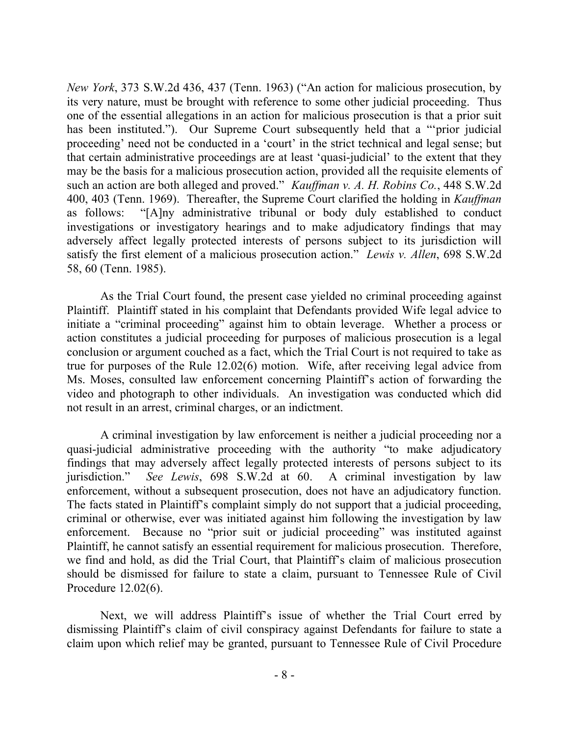*New York*, 373 S.W.2d 436, 437 (Tenn. 1963) ("An action for malicious prosecution, by its very nature, must be brought with reference to some other judicial proceeding. Thus one of the essential allegations in an action for malicious prosecution is that a prior suit has been instituted."). Our Supreme Court subsequently held that a "'prior judicial proceeding' need not be conducted in a 'court' in the strict technical and legal sense; but that certain administrative proceedings are at least 'quasi-judicial' to the extent that they may be the basis for a malicious prosecution action, provided all the requisite elements of such an action are both alleged and proved." *Kauffman v. A. H. Robins Co.*, 448 S.W.2d 400, 403 (Tenn. 1969). Thereafter, the Supreme Court clarified the holding in *Kauffman* as follows: "[A]ny administrative tribunal or body duly established to conduct investigations or investigatory hearings and to make adjudicatory findings that may adversely affect legally protected interests of persons subject to its jurisdiction will satisfy the first element of a malicious prosecution action." *Lewis v. Allen*, 698 S.W.2d 58, 60 (Tenn. 1985).

As the Trial Court found, the present case yielded no criminal proceeding against Plaintiff. Plaintiff stated in his complaint that Defendants provided Wife legal advice to initiate a "criminal proceeding" against him to obtain leverage. Whether a process or action constitutes a judicial proceeding for purposes of malicious prosecution is a legal conclusion or argument couched as a fact, which the Trial Court is not required to take as true for purposes of the Rule 12.02(6) motion. Wife, after receiving legal advice from Ms. Moses, consulted law enforcement concerning Plaintiff's action of forwarding the video and photograph to other individuals. An investigation was conducted which did not result in an arrest, criminal charges, or an indictment.

A criminal investigation by law enforcement is neither a judicial proceeding nor a quasi-judicial administrative proceeding with the authority "to make adjudicatory findings that may adversely affect legally protected interests of persons subject to its jurisdiction." *See Lewis*, 698 S.W.2d at 60. A criminal investigation by law enforcement, without a subsequent prosecution, does not have an adjudicatory function. The facts stated in Plaintiff's complaint simply do not support that a judicial proceeding, criminal or otherwise, ever was initiated against him following the investigation by law enforcement. Because no "prior suit or judicial proceeding" was instituted against Plaintiff, he cannot satisfy an essential requirement for malicious prosecution. Therefore, we find and hold, as did the Trial Court, that Plaintiff's claim of malicious prosecution should be dismissed for failure to state a claim, pursuant to Tennessee Rule of Civil Procedure 12.02(6).

Next, we will address Plaintiff's issue of whether the Trial Court erred by dismissing Plaintiff's claim of civil conspiracy against Defendants for failure to state a claim upon which relief may be granted, pursuant to Tennessee Rule of Civil Procedure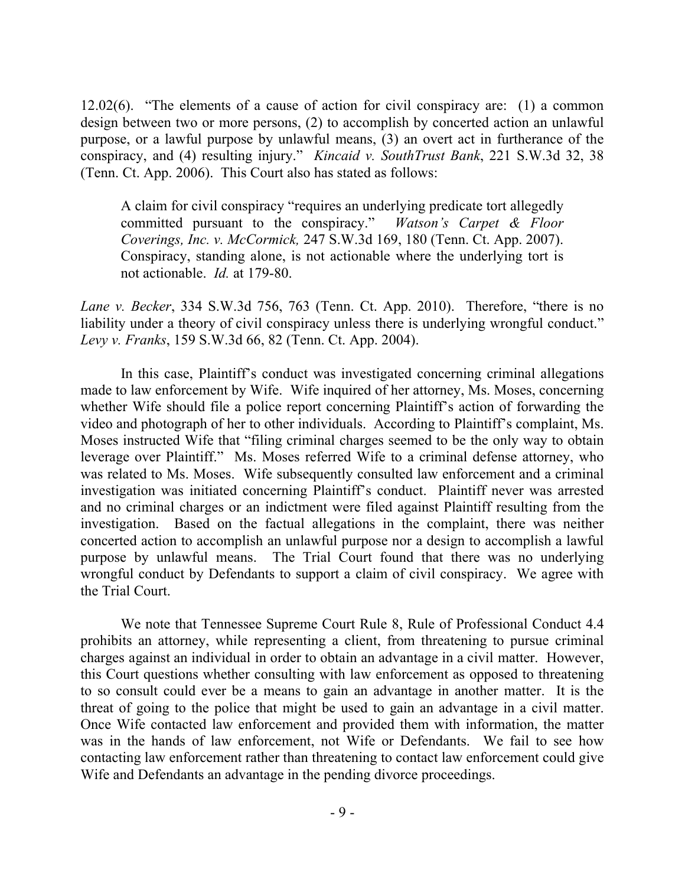12.02(6). "The elements of a cause of action for civil conspiracy are: (1) a common design between two or more persons, (2) to accomplish by concerted action an unlawful purpose, or a lawful purpose by unlawful means, (3) an overt act in furtherance of the conspiracy, and (4) resulting injury." *Kincaid v. SouthTrust Bank*, 221 S.W.3d 32, 38 (Tenn. Ct. App. 2006). This Court also has stated as follows:

> A claim for civil conspiracy "requires an underlying predicate tort allegedly committed pursuant to the conspiracy." *Watson's Carpet & Floor Coverings, Inc. v. McCormick,* 247 S.W.3d 169, 180 (Tenn. Ct. App. 2007). Conspiracy, standing alone, is not actionable where the underlying tort is not actionable. *Id.* at 179-80.

*Lane v. Becker*, 334 S.W.3d 756, 763 (Tenn. Ct. App. 2010). Therefore, "there is no liability under a theory of civil conspiracy unless there is underlying wrongful conduct." *Levy v. Franks*, 159 S.W.3d 66, 82 (Tenn. Ct. App. 2004).

In this case, Plaintiff's conduct was investigated concerning criminal allegations made to law enforcement by Wife. Wife inquired of her attorney, Ms. Moses, concerning whether Wife should file a police report concerning Plaintiff's action of forwarding the video and photograph of her to other individuals. According to Plaintiff's complaint, Ms. Moses instructed Wife that "filing criminal charges seemed to be the only way to obtain leverage over Plaintiff." Ms. Moses referred Wife to a criminal defense attorney, who was related to Ms. Moses. Wife subsequently consulted law enforcement and a criminal investigation was initiated concerning Plaintiff's conduct. Plaintiff never was arrested and no criminal charges or an indictment were filed against Plaintiff resulting from the investigation. Based on the factual allegations in the complaint, there was neither concerted action to accomplish an unlawful purpose nor a design to accomplish a lawful purpose by unlawful means. The Trial Court found that there was no underlying wrongful conduct by Defendants to support a claim of civil conspiracy. We agree with the Trial Court.

We note that Tennessee Supreme Court Rule 8, Rule of Professional Conduct 4.4 prohibits an attorney, while representing a client, from threatening to pursue criminal charges against an individual in order to obtain an advantage in a civil matter. However, this Court questions whether consulting with law enforcement as opposed to threatening to so consult could ever be a means to gain an advantage in another matter. It is the threat of going to the police that might be used to gain an advantage in a civil matter. Once Wife contacted law enforcement and provided them with information, the matter was in the hands of law enforcement, not Wife or Defendants. We fail to see how contacting law enforcement rather than threatening to contact law enforcement could give Wife and Defendants an advantage in the pending divorce proceedings.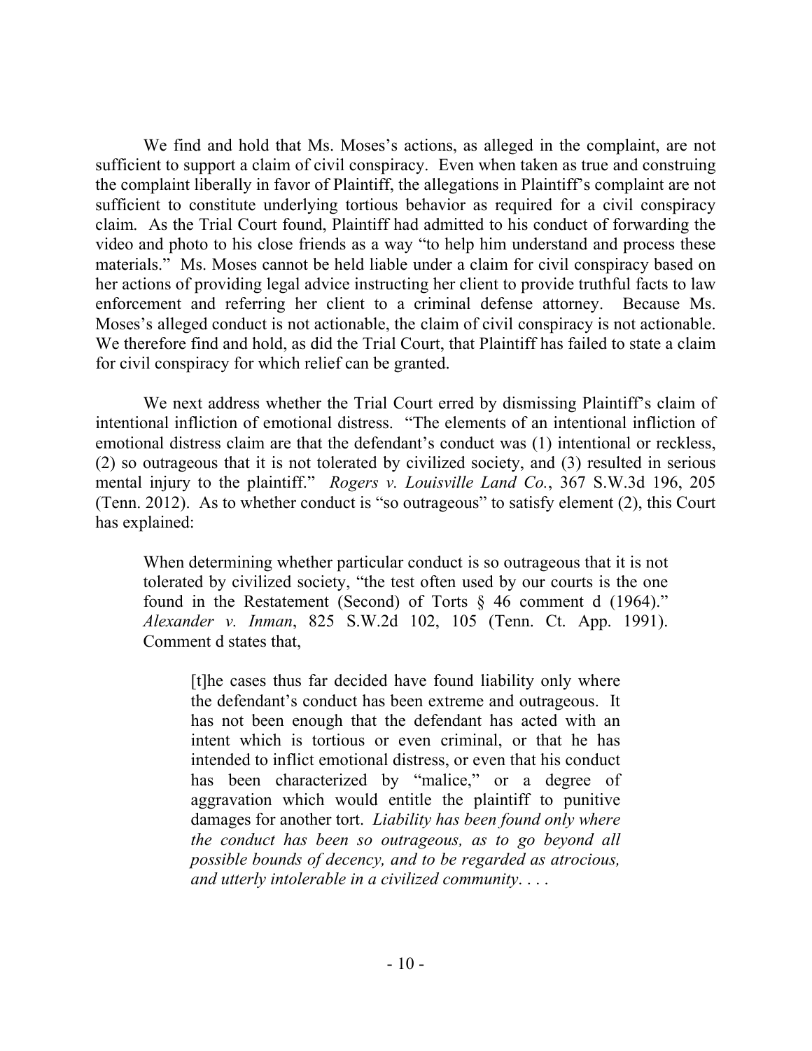We find and hold that Ms. Moses's actions, as alleged in the complaint, are not sufficient to support a claim of civil conspiracy. Even when taken as true and construing the complaint liberally in favor of Plaintiff, the allegations in Plaintiff's complaint are not sufficient to constitute underlying tortious behavior as required for a civil conspiracy claim. As the Trial Court found, Plaintiff had admitted to his conduct of forwarding the video and photo to his close friends as a way "to help him understand and process these materials." Ms. Moses cannot be held liable under a claim for civil conspiracy based on her actions of providing legal advice instructing her client to provide truthful facts to law enforcement and referring her client to a criminal defense attorney. Because Ms. Moses's alleged conduct is not actionable, the claim of civil conspiracy is not actionable. We therefore find and hold, as did the Trial Court, that Plaintiff has failed to state a claim for civil conspiracy for which relief can be granted.

We next address whether the Trial Court erred by dismissing Plaintiff's claim of intentional infliction of emotional distress. "The elements of an intentional infliction of emotional distress claim are that the defendant's conduct was (1) intentional or reckless, (2) so outrageous that it is not tolerated by civilized society, and (3) resulted in serious mental injury to the plaintiff." *Rogers v. Louisville Land Co.*, 367 S.W.3d 196, 205 (Tenn. 2012). As to whether conduct is "so outrageous" to satisfy element (2), this Court has explained:

> When determining whether particular conduct is so outrageous that it is not tolerated by civilized society, "the test often used by our courts is the one found in the Restatement (Second) of Torts § 46 comment d (1964)." *Alexander v. Inman*, 825 S.W.2d 102, 105 (Tenn. Ct. App. 1991). Comment d states that,
>
> > [t]he cases thus far decided have found liability only where the defendant's conduct has been extreme and outrageous. It has not been enough that the defendant has acted with an intent which is tortious or even criminal, or that he has intended to inflict emotional distress, or even that his conduct has been characterized by "malice," or a degree of aggravation which would entitle the plaintiff to punitive damages for another tort. *Liability has been found only where the conduct has been so outrageous, as to go beyond all possible bounds of decency, and to be regarded as atrocious, and utterly intolerable in a civilized community*. . . .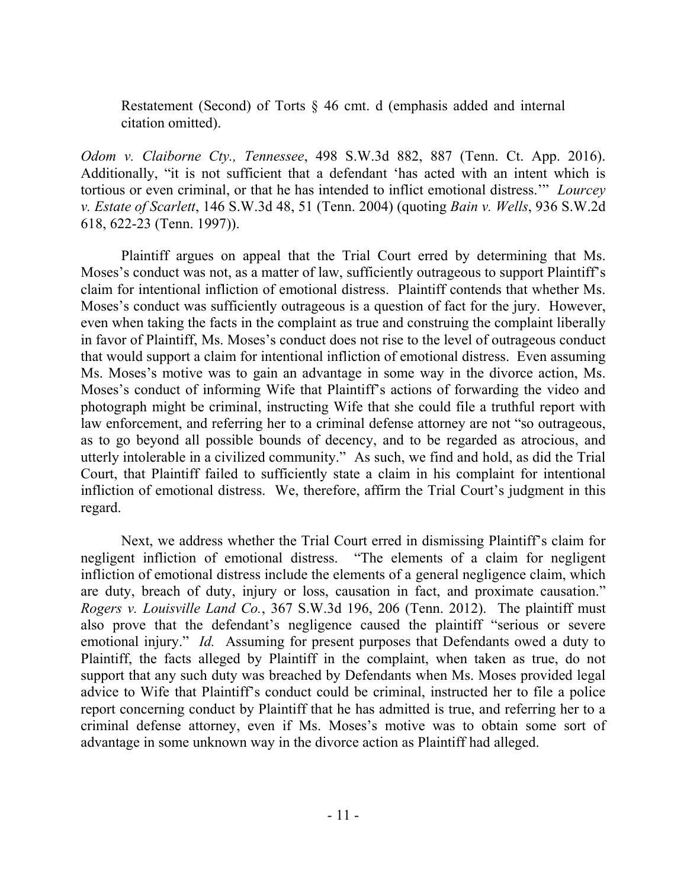> Restatement (Second) of Torts § 46 cmt. d (emphasis added and internal citation omitted).

*Odom v. Claiborne Cty., Tennessee*, 498 S.W.3d 882, 887 (Tenn. Ct. App. 2016). Additionally, "it is not sufficient that a defendant 'has acted with an intent which is tortious or even criminal, or that he has intended to inflict emotional distress.'" *Lourcey v. Estate of Scarlett*, 146 S.W.3d 48, 51 (Tenn. 2004) (quoting *Bain v. Wells*, 936 S.W.2d 618, 622-23 (Tenn. 1997)).

Plaintiff argues on appeal that the Trial Court erred by determining that Ms. Moses's conduct was not, as a matter of law, sufficiently outrageous to support Plaintiff's claim for intentional infliction of emotional distress. Plaintiff contends that whether Ms. Moses's conduct was sufficiently outrageous is a question of fact for the jury. However, even when taking the facts in the complaint as true and construing the complaint liberally in favor of Plaintiff, Ms. Moses's conduct does not rise to the level of outrageous conduct that would support a claim for intentional infliction of emotional distress. Even assuming Ms. Moses's motive was to gain an advantage in some way in the divorce action, Ms. Moses's conduct of informing Wife that Plaintiff's actions of forwarding the video and photograph might be criminal, instructing Wife that she could file a truthful report with law enforcement, and referring her to a criminal defense attorney are not "so outrageous, as to go beyond all possible bounds of decency, and to be regarded as atrocious, and utterly intolerable in a civilized community." As such, we find and hold, as did the Trial Court, that Plaintiff failed to sufficiently state a claim in his complaint for intentional infliction of emotional distress. We, therefore, affirm the Trial Court's judgment in this regard.

Next, we address whether the Trial Court erred in dismissing Plaintiff's claim for negligent infliction of emotional distress. "The elements of a claim for negligent infliction of emotional distress include the elements of a general negligence claim, which are duty, breach of duty, injury or loss, causation in fact, and proximate causation." *Rogers v. Louisville Land Co.*, 367 S.W.3d 196, 206 (Tenn. 2012). The plaintiff must also prove that the defendant's negligence caused the plaintiff "serious or severe emotional injury." *Id.* Assuming for present purposes that Defendants owed a duty to Plaintiff, the facts alleged by Plaintiff in the complaint, when taken as true, do not support that any such duty was breached by Defendants when Ms. Moses provided legal advice to Wife that Plaintiff's conduct could be criminal, instructed her to file a police report concerning conduct by Plaintiff that he has admitted is true, and referring her to a criminal defense attorney, even if Ms. Moses's motive was to obtain some sort of advantage in some unknown way in the divorce action as Plaintiff had alleged.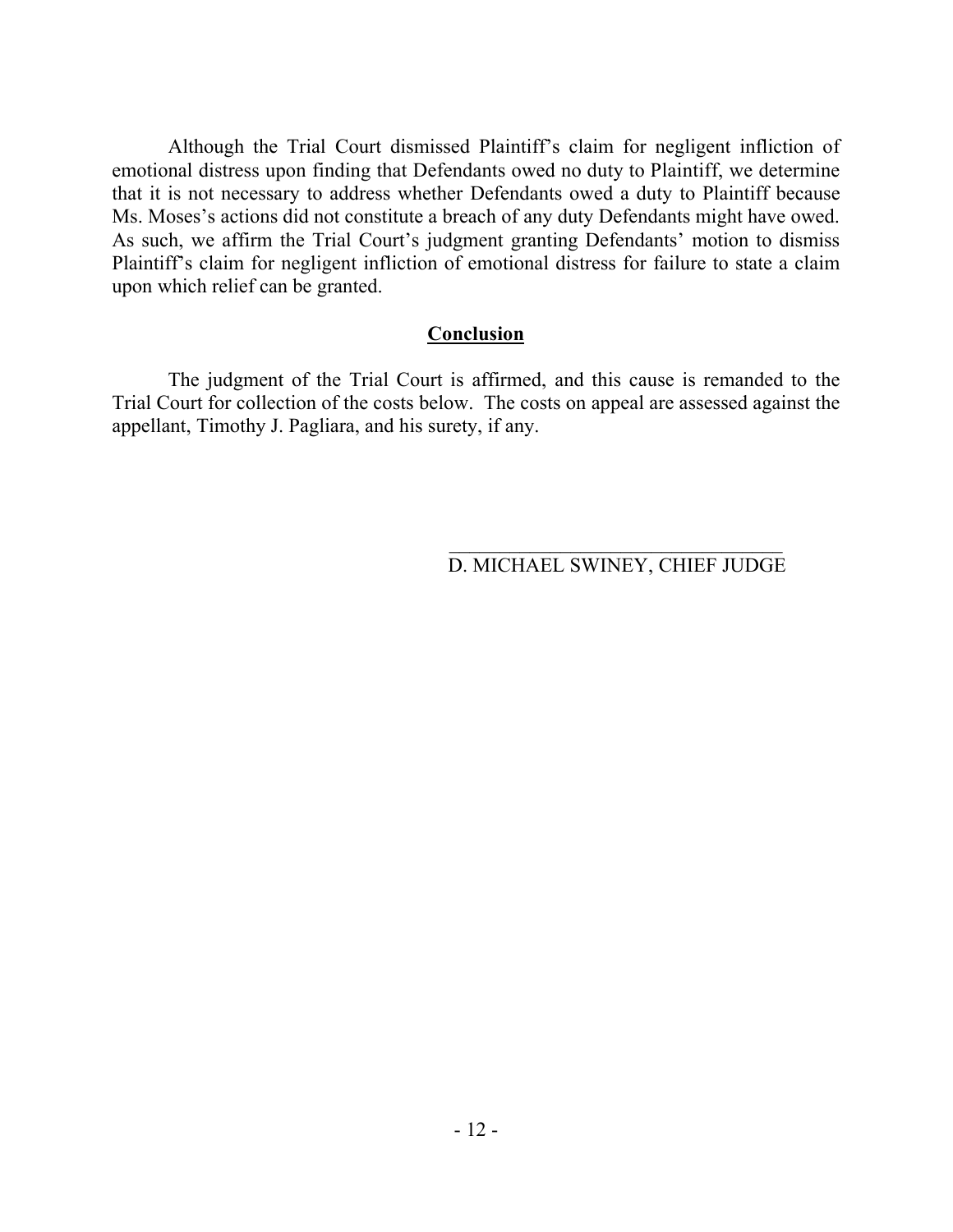Although the Trial Court dismissed Plaintiff's claim for negligent infliction of emotional distress upon finding that Defendants owed no duty to Plaintiff, we determine that it is not necessary to address whether Defendants owed a duty to Plaintiff because Ms. Moses's actions did not constitute a breach of any duty Defendants might have owed. As such, we affirm the Trial Court's judgment granting Defendants' motion to dismiss Plaintiff's claim for negligent infliction of emotional distress for failure to state a claim upon which relief can be granted.

## Conclusion

The judgment of the Trial Court is affirmed, and this cause is remanded to the Trial Court for collection of the costs below. The costs on appeal are assessed against the appellant, Timothy J. Pagliara, and his surety, if any.

\_\_\_\_\_\_\_\_\_\_\_\_\_\_\_\_\_\_\_\_\_\_\_\_\_\_\_\_\_\_\_\_\_\_

D. MICHAEL SWINEY, CHIEF JUDGE